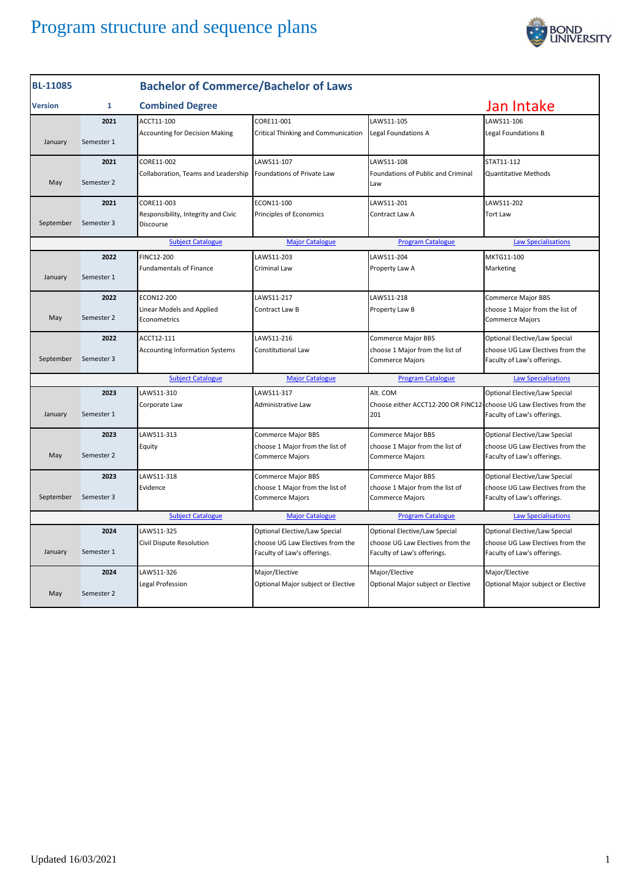# Program structure and sequence plans

| BL-11085 | | Bachelor of Commerce/Bachelor of Laws | | | |
|---|---|---|---|---|---|
| **Version** | **1** | **Combined Degree** | | | **Jan Intake** |
| January | 2021 Semester 1 | ACCT11-100 Accounting for Decision Making | CORE11-001 Critical Thinking and Communication | LAWS11-105 Legal Foundations A | LAWS11-106 Legal Foundations B |
| May | 2021 Semester 2 | CORE11-002 Collaboration, Teams and Leadership | LAWS11-107 Foundations of Private Law | LAWS11-108 Foundations of Public and Criminal Law | STAT11-112 Quantitative Methods |
| September | 2021 Semester 3 | CORE11-003 Responsibility, Integrity and Civic Discourse | ECON11-100 Principles of Economics | LAWS11-201 Contract Law A | LAWS11-202 Tort Law |
| | | Subject Catalogue | Major Catalogue | Program Catalogue | Law Specialisations |
| January | 2022 Semester 1 | FINC12-200 Fundamentals of Finance | LAWS11-203 Criminal Law | LAWS11-204 Property Law A | MKTG11-100 Marketing |
| May | 2022 Semester 2 | ECON12-200 Linear Models and Applied Econometrics | LAWS11-217 Contract Law B | LAWS11-218 Property Law B | Commerce Major BBS choose 1 Major from the list of Commerce Majors |
| September | 2022 Semester 3 | ACCT12-111 Accounting Information Systems | LAWS11-216 Constitutional Law | Commerce Major BBS choose 1 Major from the list of Commerce Majors | Optional Elective/Law Special choose UG Law Electives from the Faculty of Law's offerings. |
| | | Subject Catalogue | Major Catalogue | Program Catalogue | Law Specialisations |
| January | 2023 Semester 1 | LAWS11-310 Corporate Law | LAWS11-317 Administrative Law | Alt. COM Choose either ACCT12-200 OR FINC12-201 | Optional Elective/Law Special choose UG Law Electives from the Faculty of Law's offerings. |
| May | 2023 Semester 2 | LAWS11-313 Equity | Commerce Major BBS choose 1 Major from the list of Commerce Majors | Commerce Major BBS choose 1 Major from the list of Commerce Majors | Optional Elective/Law Special choose UG Law Electives from the Faculty of Law's offerings. |
| September | 2023 Semester 3 | LAWS11-318 Evidence | Commerce Major BBS choose 1 Major from the list of Commerce Majors | Commerce Major BBS choose 1 Major from the list of Commerce Majors | Optional Elective/Law Special choose UG Law Electives from the Faculty of Law's offerings. |
| | | Subject Catalogue | Major Catalogue | Program Catalogue | Law Specialisations |
| January | 2024 Semester 1 | LAWS11-325 Civil Dispute Resolution | Optional Elective/Law Special choose UG Law Electives from the Faculty of Law's offerings. | Optional Elective/Law Special choose UG Law Electives from the Faculty of Law's offerings. | Optional Elective/Law Special choose UG Law Electives from the Faculty of Law's offerings. |
| May | 2024 Semester 2 | LAWS11-326 Legal Profession | Major/Elective Optional Major subject or Elective | Major/Elective Optional Major subject or Elective | Major/Elective Optional Major subject or Elective |

Updated 16/03/2021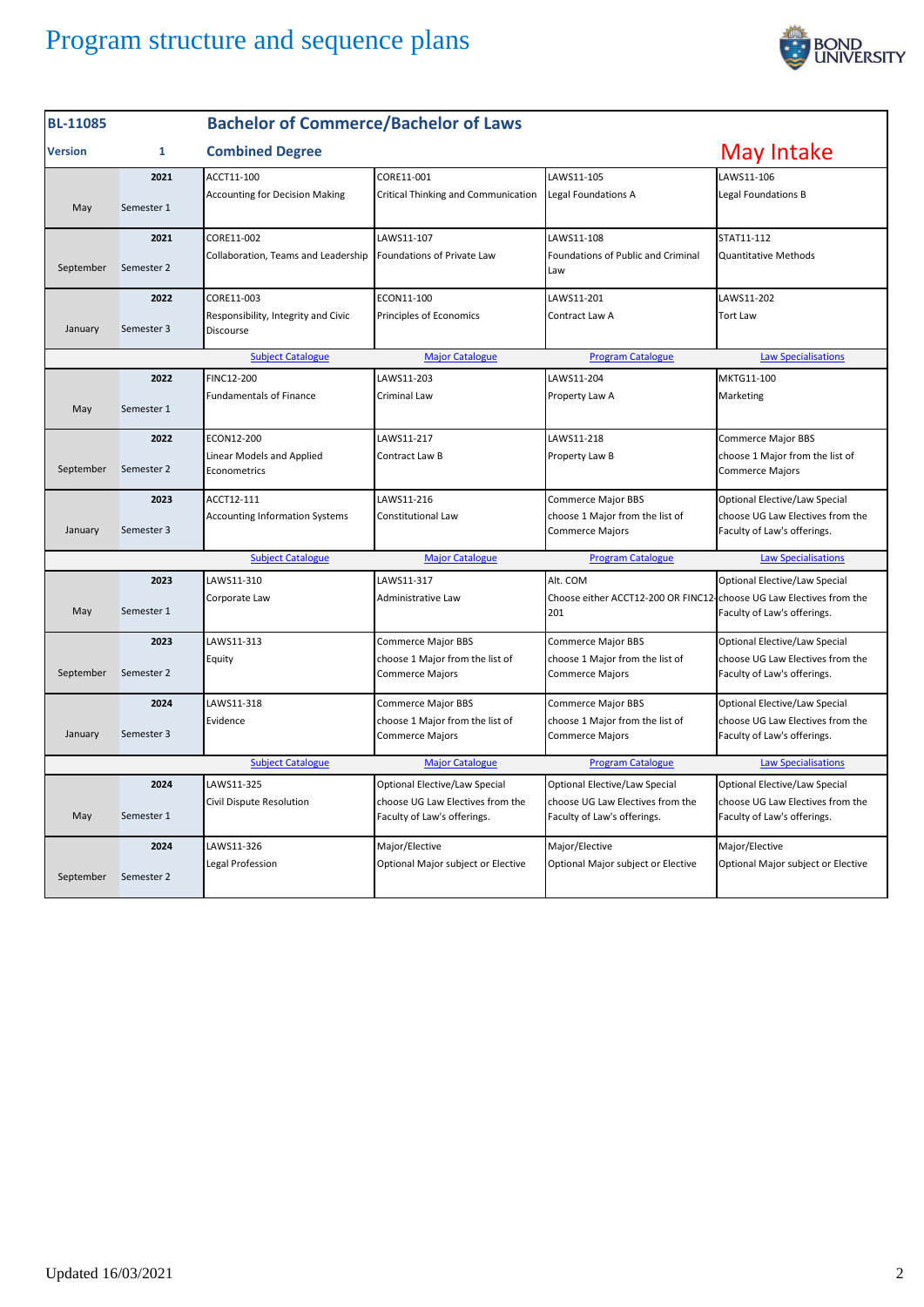# Program structure and sequence plans

| BL-11085 | | Bachelor of Commerce/Bachelor of Laws | | | |
|---|---|---|---|---|---|
| **Version** | **1** | **Combined Degree** | | | **May Intake** |
| May | 2021 Semester 1 | ACCT11-100 Accounting for Decision Making | CORE11-001 Critical Thinking and Communication | LAWS11-105 Legal Foundations A | LAWS11-106 Legal Foundations B |
| September | 2021 Semester 2 | CORE11-002 Collaboration, Teams and Leadership | LAWS11-107 Foundations of Private Law | LAWS11-108 Foundations of Public and Criminal Law | STAT11-112 Quantitative Methods |
| January | 2022 Semester 3 | CORE11-003 Responsibility, Integrity and Civic Discourse | ECON11-100 Principles of Economics | LAWS11-201 Contract Law A | LAWS11-202 Tort Law |
| | | Subject Catalogue | Major Catalogue | Program Catalogue | Law Specialisations |
| May | 2022 Semester 1 | FINC12-200 Fundamentals of Finance | LAWS11-203 Criminal Law | LAWS11-204 Property Law A | MKTG11-100 Marketing |
| September | 2022 Semester 2 | ECON12-200 Linear Models and Applied Econometrics | LAWS11-217 Contract Law B | LAWS11-218 Property Law B | Commerce Major BBS choose 1 Major from the list of Commerce Majors |
| January | 2023 Semester 3 | ACCT12-111 Accounting Information Systems | LAWS11-216 Constitutional Law | Commerce Major BBS choose 1 Major from the list of Commerce Majors | Optional Elective/Law Special choose UG Law Electives from the Faculty of Law's offerings. |
| | | Subject Catalogue | Major Catalogue | Program Catalogue | Law Specialisations |
| May | 2023 Semester 1 | LAWS11-310 Corporate Law | LAWS11-317 Administrative Law | Alt. COM Choose either ACCT12-200 OR FINC12-201 | Optional Elective/Law Special choose UG Law Electives from the Faculty of Law's offerings. |
| September | 2023 Semester 2 | LAWS11-313 Equity | Commerce Major BBS choose 1 Major from the list of Commerce Majors | Commerce Major BBS choose 1 Major from the list of Commerce Majors | Optional Elective/Law Special choose UG Law Electives from the Faculty of Law's offerings. |
| January | 2024 Semester 3 | LAWS11-318 Evidence | Commerce Major BBS choose 1 Major from the list of Commerce Majors | Commerce Major BBS choose 1 Major from the list of Commerce Majors | Optional Elective/Law Special choose UG Law Electives from the Faculty of Law's offerings. |
| | | Subject Catalogue | Major Catalogue | Program Catalogue | Law Specialisations |
| May | 2024 Semester 1 | LAWS11-325 Civil Dispute Resolution | Optional Elective/Law Special choose UG Law Electives from the Faculty of Law's offerings. | Optional Elective/Law Special choose UG Law Electives from the Faculty of Law's offerings. | Optional Elective/Law Special choose UG Law Electives from the Faculty of Law's offerings. |
| September | 2024 Semester 2 | LAWS11-326 Legal Profession | Major/Elective Optional Major subject or Elective | Major/Elective Optional Major subject or Elective | Major/Elective Optional Major subject or Elective |

Updated 16/03/2021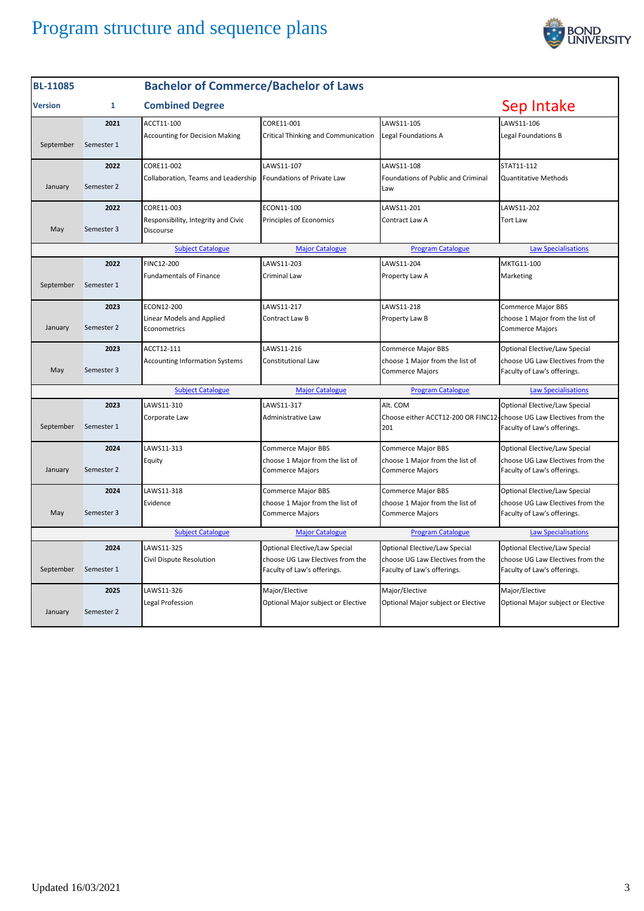# Program structure and sequence plans

| BL-11085 | | Bachelor of Commerce/Bachelor of Laws | | | |
|---|---|---|---|---|---|
| Version | 1 | Combined Degree | | | Sep Intake |
| September | 2021 Semester 1 | ACCT11-100 Accounting for Decision Making | CORE11-001 Critical Thinking and Communication | LAWS11-105 Legal Foundations A | LAWS11-106 Legal Foundations B |
| January | 2022 Semester 2 | CORE11-002 Collaboration, Teams and Leadership | LAWS11-107 Foundations of Private Law | LAWS11-108 Foundations of Public and Criminal Law | STAT11-112 Quantitative Methods |
| May | 2022 Semester 3 | CORE11-003 Responsibility, Integrity and Civic Discourse | ECON11-100 Principles of Economics | LAWS11-201 Contract Law A | LAWS11-202 Tort Law |
| | | Subject Catalogue | Major Catalogue | Program Catalogue | Law Specialisations |
| September | 2022 Semester 1 | FINC12-200 Fundamentals of Finance | LAWS11-203 Criminal Law | LAWS11-204 Property Law A | MKTG11-100 Marketing |
| January | 2023 Semester 2 | ECON12-200 Linear Models and Applied Econometrics | LAWS11-217 Contract Law B | LAWS11-218 Property Law B | Commerce Major BBS choose 1 Major from the list of Commerce Majors |
| May | 2023 Semester 3 | ACCT12-111 Accounting Information Systems | LAWS11-216 Constitutional Law | Commerce Major BBS choose 1 Major from the list of Commerce Majors | Optional Elective/Law Special choose UG Law Electives from the Faculty of Law's offerings. |
| | | Subject Catalogue | Major Catalogue | Program Catalogue | Law Specialisations |
| September | 2023 Semester 1 | LAWS11-310 Corporate Law | LAWS11-317 Administrative Law | Alt. COM Choose either ACCT12-200 OR FINC12-201 | Optional Elective/Law Special choose UG Law Electives from the Faculty of Law's offerings. |
| January | 2024 Semester 2 | LAWS11-313 Equity | Commerce Major BBS choose 1 Major from the list of Commerce Majors | Commerce Major BBS choose 1 Major from the list of Commerce Majors | Optional Elective/Law Special choose UG Law Electives from the Faculty of Law's offerings. |
| May | 2024 Semester 3 | LAWS11-318 Evidence | Commerce Major BBS choose 1 Major from the list of Commerce Majors | Commerce Major BBS choose 1 Major from the list of Commerce Majors | Optional Elective/Law Special choose UG Law Electives from the Faculty of Law's offerings. |
| | | Subject Catalogue | Major Catalogue | Program Catalogue | Law Specialisations |
| September | 2024 Semester 1 | LAWS11-325 Civil Dispute Resolution | Optional Elective/Law Special choose UG Law Electives from the Faculty of Law's offerings. | Optional Elective/Law Special choose UG Law Electives from the Faculty of Law's offerings. | Optional Elective/Law Special choose UG Law Electives from the Faculty of Law's offerings. |
| January | 2025 Semester 2 | LAWS11-326 Legal Profession | Major/Elective Optional Major subject or Elective | Major/Elective Optional Major subject or Elective | Major/Elective Optional Major subject or Elective |

Updated 16/03/2021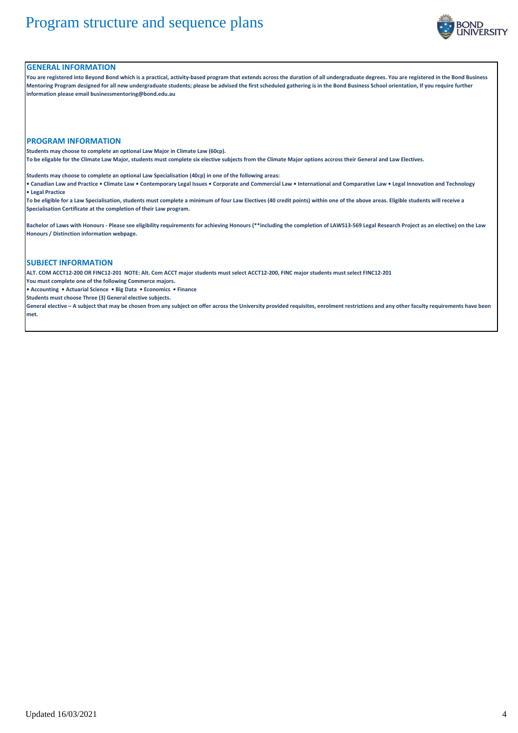# Program structure and sequence plans

## GENERAL INFORMATION

**You are registered into Beyond Bond which is a practical, activity-based program that extends across the duration of all undergraduate degrees. You are registered in the Bond Business Mentoring Program designed for all new undergraduate students; please be advised the first scheduled gathering is in the Bond Business School orientation, If you require further information please email businessmentoring@bond.edu.au**

## PROGRAM INFORMATION

**Students may choose to complete an optional Law Major in Climate Law (60cp).**
**To be eligable for the Climate Law Major, students must complete six elective subjects from the Climate Major options accross their General and Law Electives.**

**Students may choose to complete an optional Law Specialisation (40cp) in one of the following areas:**
**• Canadian Law and Practice • Climate Law • Contemporary Legal Issues • Corporate and Commercial Law • International and Comparative Law • Legal Innovation and Technology • Legal Practice**
**To be eligible for a Law Specialisation, students must complete a minimum of four Law Electives (40 credit points) within one of the above areas. Eligible students will receive a Specialisation Certificate at the completion of their Law program.**

**Bachelor of Laws with Honours - Please see eligibility requirements for achieving Honours (**including the completion of LAWS13-569 Legal Research Project as an elective) on the Law Honours / Distinction information webpage.**

## SUBJECT INFORMATION

**ALT. COM ACCT12-200 OR FINC12-201 NOTE: Alt. Com ACCT major students must select ACCT12-200, FINC major students must select FINC12-201**
**You must complete one of the following Commerce majors.**
**• Accounting • Actuarial Science • Big Data • Economics • Finance**
**Students must choose Three (3) General elective subjects.**
**General elective – A subject that may be chosen from any subject on offer across the University provided requisites, enrolment restrictions and any other faculty requirements have been met.**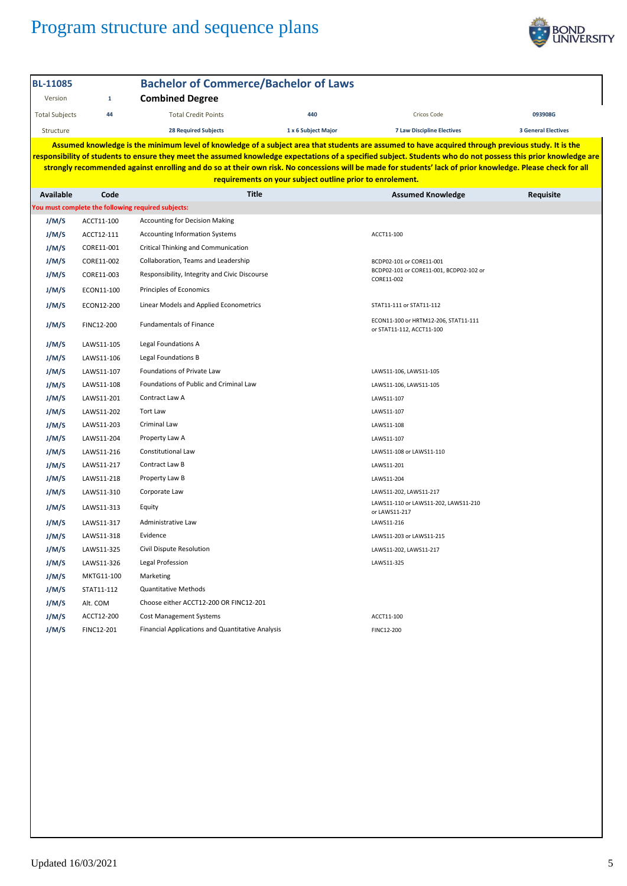# Program structure and sequence plans

| BL-11085 | | Bachelor of Commerce/Bachelor of Laws | | | |
|---|---|---|---|---|---|
| Version | 1 | **Combined Degree** | | | |
| Total Subjects | 44 | Total Credit Points | 440 | Cricos Code | 093908G |
| Structure | | 28 Required Subjects | 1 x 6 Subject Major | 7 Law Discipline Electives | 3 General Electives |

**Assumed knowledge is the minimum level of knowledge of a subject area that students are assumed to have acquired through previous study. It is the responsibility of students to ensure they meet the assumed knowledge expectations of a specified subject. Students who do not possess this prior knowledge are strongly recommended against enrolling and do so at their own risk. No concessions will be made for students' lack of prior knowledge. Please check for all requirements on your subject outline prior to enrolement.**

| Available | Code | Title | Assumed Knowledge | Requisite |
|---|---|---|---|---|
| **You must complete the following required subjects:** | | | | |
| J/M/S | ACCT11-100 | Accounting for Decision Making | | |
| J/M/S | ACCT12-111 | Accounting Information Systems | ACCT11-100 | |
| J/M/S | CORE11-001 | Critical Thinking and Communication | | |
| J/M/S | CORE11-002 | Collaboration, Teams and Leadership | BCDP02-101 or CORE11-001 | |
| J/M/S | CORE11-003 | Responsibility, Integrity and Civic Discourse | BCDP02-101 or CORE11-001, BCDP02-102 or CORE11-002 | |
| J/M/S | ECON11-100 | Principles of Economics | | |
| J/M/S | ECON12-200 | Linear Models and Applied Econometrics | STAT11-111 or STAT11-112 | |
| J/M/S | FINC12-200 | Fundamentals of Finance | ECON11-100 or HRTM12-206, STAT11-111 or STAT11-112, ACCT11-100 | |
| J/M/S | LAWS11-105 | Legal Foundations A | | |
| J/M/S | LAWS11-106 | Legal Foundations B | | |
| J/M/S | LAWS11-107 | Foundations of Private Law | LAWS11-106, LAWS11-105 | |
| J/M/S | LAWS11-108 | Foundations of Public and Criminal Law | LAWS11-106, LAWS11-105 | |
| J/M/S | LAWS11-201 | Contract Law A | LAWS11-107 | |
| J/M/S | LAWS11-202 | Tort Law | LAWS11-107 | |
| J/M/S | LAWS11-203 | Criminal Law | LAWS11-108 | |
| J/M/S | LAWS11-204 | Property Law A | LAWS11-107 | |
| J/M/S | LAWS11-216 | Constitutional Law | LAWS11-108 or LAWS11-110 | |
| J/M/S | LAWS11-217 | Contract Law B | LAWS11-201 | |
| J/M/S | LAWS11-218 | Property Law B | LAWS11-204 | |
| J/M/S | LAWS11-310 | Corporate Law | LAWS11-202, LAWS11-217 | |
| J/M/S | LAWS11-313 | Equity | LAWS11-110 or LAWS11-202, LAWS11-210 or LAWS11-217 | |
| J/M/S | LAWS11-317 | Administrative Law | LAWS11-216 | |
| J/M/S | LAWS11-318 | Evidence | LAWS11-203 or LAWS11-215 | |
| J/M/S | LAWS11-325 | Civil Dispute Resolution | LAWS11-202, LAWS11-217 | |
| J/M/S | LAWS11-326 | Legal Profession | LAWS11-325 | |
| J/M/S | MKTG11-100 | Marketing | | |
| J/M/S | STAT11-112 | Quantitative Methods | | |
| J/M/S | Alt. COM | Choose either ACCT12-200 OR FINC12-201 | | |
| J/M/S | ACCT12-200 | Cost Management Systems | ACCT11-100 | |
| J/M/S | FINC12-201 | Financial Applications and Quantitative Analysis | FINC12-200 | |

Updated 16/03/2021